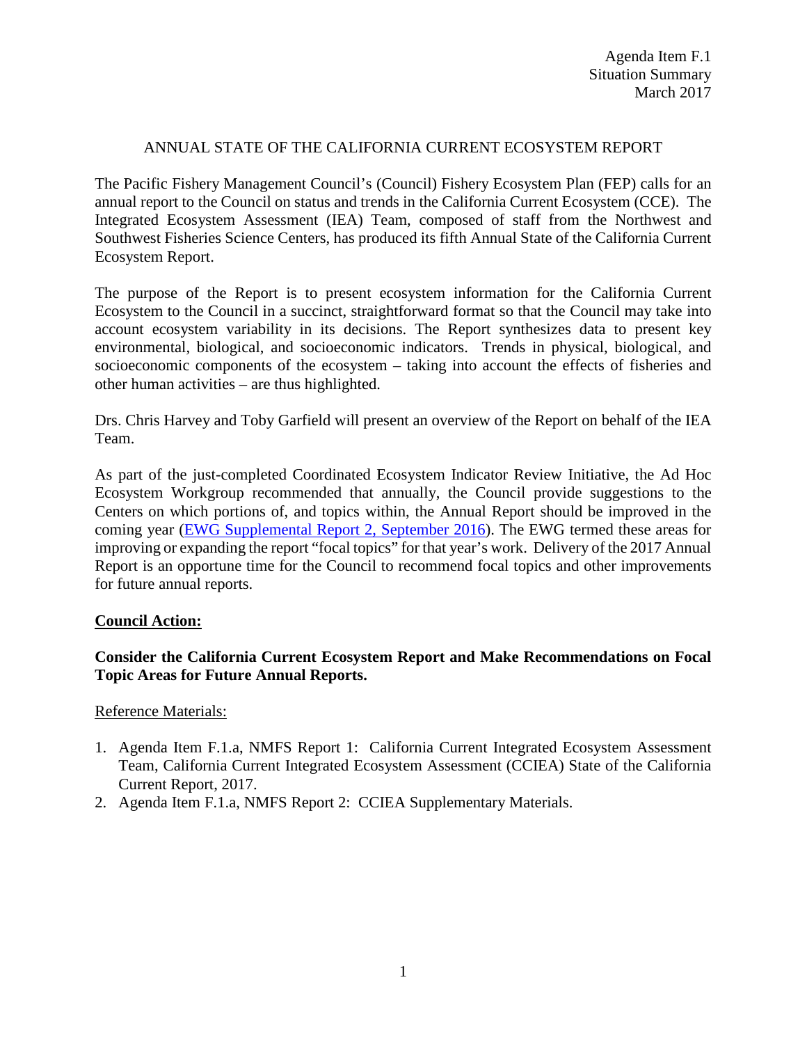Agenda Item F.1
Situation Summary
March 2017

# ANNUAL STATE OF THE CALIFORNIA CURRENT ECOSYSTEM REPORT

The Pacific Fishery Management Council's (Council) Fishery Ecosystem Plan (FEP) calls for an annual report to the Council on status and trends in the California Current Ecosystem (CCE). The Integrated Ecosystem Assessment (IEA) Team, composed of staff from the Northwest and Southwest Fisheries Science Centers, has produced its fifth Annual State of the California Current Ecosystem Report.

The purpose of the Report is to present ecosystem information for the California Current Ecosystem to the Council in a succinct, straightforward format so that the Council may take into account ecosystem variability in its decisions. The Report synthesizes data to present key environmental, biological, and socioeconomic indicators. Trends in physical, biological, and socioeconomic components of the ecosystem – taking into account the effects of fisheries and other human activities – are thus highlighted.

Drs. Chris Harvey and Toby Garfield will present an overview of the Report on behalf of the IEA Team.

As part of the just-completed Coordinated Ecosystem Indicator Review Initiative, the Ad Hoc Ecosystem Workgroup recommended that annually, the Council provide suggestions to the Centers on which portions of, and topics within, the Annual Report should be improved in the coming year (EWG Supplemental Report 2, September 2016). The EWG termed these areas for improving or expanding the report "focal topics" for that year's work. Delivery of the 2017 Annual Report is an opportune time for the Council to recommend focal topics and other improvements for future annual reports.

## Council Action:

**Consider the California Current Ecosystem Report and Make Recommendations on Focal Topic Areas for Future Annual Reports.**

Reference Materials:

1. Agenda Item F.1.a, NMFS Report 1: California Current Integrated Ecosystem Assessment Team, California Current Integrated Ecosystem Assessment (CCIEA) State of the California Current Report, 2017.
2. Agenda Item F.1.a, NMFS Report 2: CCIEA Supplementary Materials.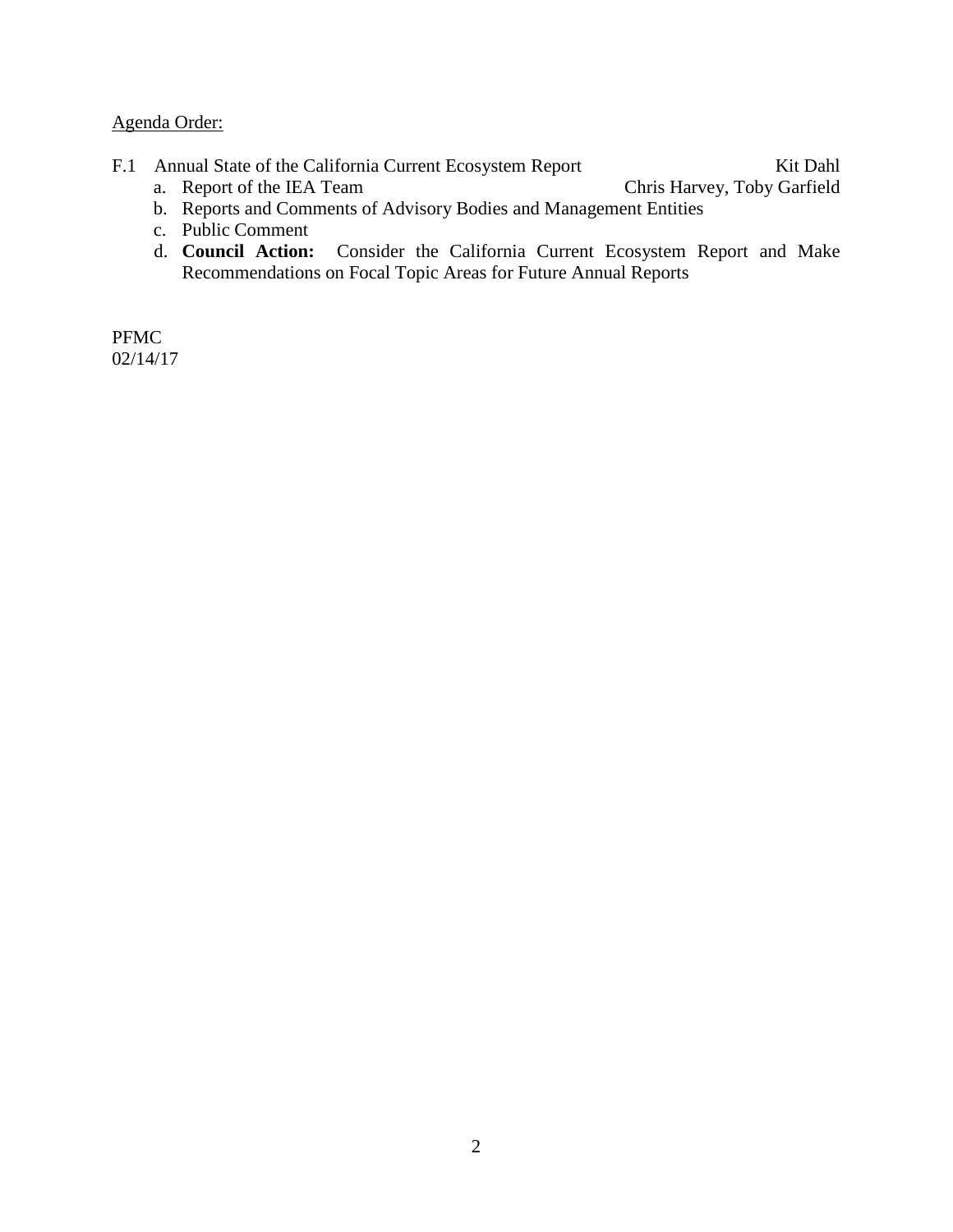Agenda Order:

F.1 Annual State of the California Current Ecosystem Report — Kit Dahl

a. Report of the IEA Team — Chris Harvey, Toby Garfield
b. Reports and Comments of Advisory Bodies and Management Entities
c. Public Comment
d. **Council Action:** Consider the California Current Ecosystem Report and Make Recommendations on Focal Topic Areas for Future Annual Reports

PFMC
02/14/17